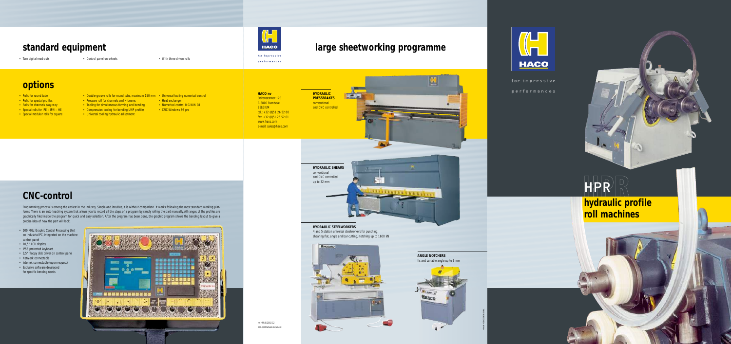## standard equipment

- Two digital read-outs
- Control panel on wheels
- With three driven rolls

## options

- Rolls for round tube
- Rolls for special profiles
- Rolls for channels easy-way
- Special rolls for IPE – IPN – HE
- Special modular rolls for square
- Double-groove rolls for round tube, maximum 150 mm
- Pressure roll for channels and H-beams
- Tooling for simultaneous forming and bending
- Compression tooling for bending UNP profiles
- Universal tooling hydraulic adjustment
- Universal tooling numerical control
- Heat exchanger
- Numerical control MG WIN 98
- CNC Windows 98 pro

## CNC-control

Programming process is among the easiest in the industry. Simple and intuitive, it is without comparison. It works following the most standard working platforms. There is an auto-teaching system that allows you to record all the steps of a program by simply rolling the part manually. All ranges of the profiles are graphically filed inside the program for quick and easy selection. After the program has been done, the graphic program shows the bending layout to give a precise idea of how the part will look.

- 500 MGz Graphic Central Processing Unit on Industrial PC, integrated on the machine control panel
- 10,5" LCD display
- IP55 protected keyboard
- 3,5" floppy disk driver on control panel
- Network connectable
- Internet connectable (upon request)
- Exclusive software developed for specific bending needs

HACO

for impressive performances

## large sheetworking programme

**HACO nv**
Oekensestraat 120
B-8800 Rumbeke
BELGIUM
tel.: +32 (0)51 26 52 00
fax: +32 (0)51 26 52 01
www.haco.com
e-mail: sales@haco.com

**HYDRAULIC PRESSBRAKES**
conventional and CNC controlled

**HYDRAULIC SHEARS**
conventional and CNC controlled up to 32 mm

**HYDRAULIC STEELWORKERS**
4 and 5 station universal steelworkers for punching, shearing flat, angle and bar cutting, notching up to 1600 kN

**ANGLE NOTCHERS**
fix and variable angle up to 6 mm

ref.HPR-E/2002.12
non-contractual document

HACO

for impressive performances

# HPR

## hydraulic profile roll machines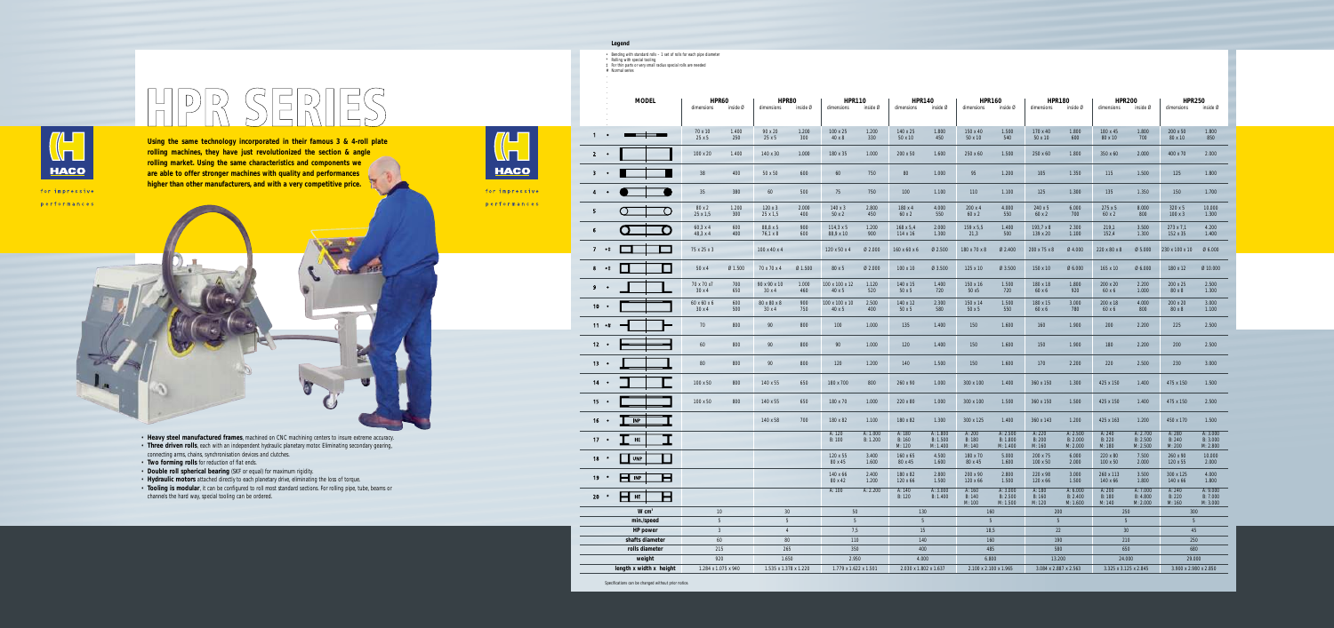# HPR SERIES

**HACO** for impressive performances

**Using the same technology incorporated in their famous 3 & 4-roll plate rolling machines, they have just revolutionized the section & angle rolling market. Using the same characteristics and components we are able to offer stronger machines with quality and performances higher than other manufacturers, and with a very competitive price.**

- **Heavy steel manufactured frames**, machined on CNC machining centers to insure extreme accuracy.
- **Three driven rolls**, each with an independent hydraulic planetary motor. Eliminating secondary gearing, connecting arms, chains, synchronisation devices and clutches.
- **Two forming rolls** for reduction of flat ends.
- **Double roll spherical bearing** (SKF or equal) for maximum rigidity.
- **Hydraulic motors** attached directly to each planetary drive, eliminating the loss of torque.
- **Tooling is modular**, it can be configured to roll most standard sections. For rolling pipe, tube, beams or channels the hard way, special tooling can be ordered.

**Legend**

- Bending with standard rolls – 1 set of rolls for each pipe diameter
- Rolling with special tooling
- For thin parts or very small radius special rolls are needed
- Normal series

| MODEL | HPR60 | | HPR80 | | HPR110 | | HPR140 | | HPR160 | | HPR180 | | HPR200 | | HPR250 | |
|---|---|---|---|---|---|---|---|---|---|---|---|---|---|---|---|---|
| | dimensions | inside Ø | dimensions | inside Ø | dimensions | inside Ø | dimensions | inside Ø | dimensions | inside Ø | dimensions | inside Ø | dimensions | inside Ø | dimensions | inside Ø |
| 1 | 70 x 10<br>25 x 5 | 1.400<br>250 | 90 x 20<br>25 x 5 | 1.200<br>300 | 100 x 25<br>40 x 8 | 1.200<br>330 | 140 x 25<br>50 x 10 | 1.800<br>450 | 150 x 40<br>50 x 10 | 1.500<br>540 | 170 x 40<br>50 x 10 | 1.800<br>600 | 180 x 45<br>80 x 10 | 1.800<br>700 | 200 x 50<br>80 x 10 | 1.800<br>850 |
| 2 | 100 x 20 | 1.400 | 140 x 30 | 1.000 | 180 x 35 | 1.000 | 200 x 50 | 1.600 | 250 x 60 | 1.500 | 250 x 60 | 1.800 | 350 x 60 | 2.000 | 400 x 70 | 2.000 |
| 3 | 38 | 400 | 50 x 50 | 600 | 60 | 750 | 80 | 1.000 | 95 | 1.200 | 105 | 1.350 | 115 | 1.500 | 125 | 1.800 |
| 4 | 35 | 380 | 60 | 500 | 75 | 750 | 100 | 1.100 | 110 | 1.100 | 125 | 1.300 | 135 | 1.350 | 150 | 1.700 |
| 5 | 80 x 2<br>25 x 1,5 | 1.200<br>300 | 120 x 3<br>25 x 1,5 | 2.000<br>400 | 140 x 3<br>50 x 2 | 2.800<br>450 | 180 x 4<br>60 x 2 | 4.000<br>550 | 200 x 4<br>60 x 2 | 4.000<br>550 | 240 x 5<br>60 x 2 | 6.000<br>700 | 275 x 5<br>60 x 2 | 8.000<br>800 | 320 x 5<br>100 x 3 | 10.000<br>1.300 |
| 6 | 60,3 x 4<br>48,3 x 4 | 600<br>400 | 88,9 x 5<br>76,1 x 8 | 900<br>600 | 114,3 x 5<br>88,9 x 10 | 1.200<br>900 | 168 x 5,4<br>114 x 16 | 2.000<br>1.300 | 159 x 5,5<br>21,3 | 1.400<br>500 | 193,7 x 8<br>139 x 20 | 2.300<br>1.100 | 219,1<br>152,4 | 3.500<br>1.300 | 273 x 7,1<br>152 x 35 | 4.200<br>1.400 |
| 7 | 75 x 25 x 3 | | 100 x 40 x 4 | | 120 x 50 x 4 | Ø 2.000 | 160 x 60 x 6 | Ø 2.500 | 180 x 70 x 8 | Ø 2.400 | 200 x 75 x 8 | Ø 4.000 | 220 x 80 x 8 | Ø 5.000 | 230 x 100 x 10 | Ø 6.000 |
| 8 | 50 x 4 | Ø 1.500 | 70 x 70 x 4 | Ø 1.500 | 80 x 5 | Ø 2.000 | 100 x 10 | Ø 3.500 | 125 x 10 | Ø 3.500 | 150 x 10 | Ø 6.000 | 165 x 10 | Ø 6.000 | 180 x 12 | Ø 10.000 |
| 9 | 70 x 70 x7<br>30 x 4 | 700<br>650 | 90 x 90 x 10<br>30 x 4 | 1.000<br>460 | 100 x 100 x 12<br>40 x 5 | 1.120<br>520 | 140 x 15<br>50 x 5 | 1.400<br>720 | 150 x 16<br>50 x5 | 1.500<br>720 | 180 x 18<br>60 x 6 | 1.800<br>920 | 200 x 20<br>60 x 6 | 2.200<br>1.000 | 200 x 25<br>80 x 8 | 2.500<br>1.300 |
| 10 | 60 x 60 x 6<br>30 x 4 | 600<br>500 | 80 x 80 x 8<br>30 x 4 | 900<br>750 | 100 x 100 x 10<br>40 x 5 | 2.500<br>400 | 140 x 12<br>50 x 5 | 2.300<br>580 | 150 x 14<br>50 x 5 | 1.500<br>550 | 180 x 15<br>60 x 6 | 3.000<br>780 | 200 x 18<br>60 x 6 | 4.000<br>800 | 200 x 20<br>80 x 8 | 3.000<br>1.100 |
| 11 | 70 | 800 | 90 | 800 | 100 | 1.000 | 135 | 1.400 | 150 | 1.600 | 160 | 1.900 | 200 | 2.200 | 225 | 2.500 |
| 12 | 60 | 800 | 90 | 800 | 90 | 1.000 | 120 | 1.400 | 150 | 1.600 | 150 | 1.900 | 180 | 2.200 | 200 | 2.500 |
| 13 | 80 | 800 | 90 | 800 | 120 | 1.200 | 140 | 1.500 | 150 | 1.600 | 170 | 2.200 | 220 | 2.500 | 230 | 3.000 |
| 14 | 100 x 50 | 800 | 140 x 55 | 650 | 180 x 700 | 800 | 260 x 90 | 1.000 | 300 x 100 | 1.400 | 360 x 150 | 1.300 | 425 x 150 | 1.400 | 475 x 150 | 1.500 |
| 15 | 100 x 50 | 800 | 140 x 55 | 650 | 180 x 70 | 1.000 | 220 x 80 | 1.000 | 300 x 100 | 1.500 | 360 x 150 | 1.500 | 425 x 150 | 1.400 | 475 x 150 | 2.500 |
| 16 INP | | | 140 x 58 | 700 | 180 x 82 | 1.100 | 180 x 82 | 1.300 | 300 x 125 | 1.400 | 360 x 143 | 1.200 | 425 x 163 | 1.200 | 450 x 170 | 1.500 |
| 17 HE | | | | | A: 120<br>B: 100 | A: 1.800<br>B: 1.200 | A: 180<br>B: 160<br>M: 120 | A: 1.800<br>B: 1.500<br>M: 1.400 | A: 200<br>B: 180<br>M: 140 | A: 2.500<br>B: 1.800<br>M: 1.400 | A: 220<br>B: 200<br>M: 160 | A: 2.500<br>B: 2.000<br>M: 2.000 | A: 240<br>B: 220<br>M: 180 | A: 2.700<br>B: 2.500<br>M: 2.500 | A: 280<br>B: 240<br>M: 200 | A: 3.000<br>B: 3.000<br>M: 2.800 |
| 18 UNP | | | | | 120 x 55<br>80 x 45 | 3.400<br>1.600 | 160 x 65<br>80 x 45 | 4.500<br>1.600 | 180 x 70<br>80 x 45 | 5.000<br>1.600 | 200 x 75<br>100 x 50 | 6.000<br>2.000 | 220 x 80<br>100 x 50 | 7.500<br>2.000 | 260 x 90<br>120 x 55 | 10.000<br>2.800 |
| 19 INP | | | | | 140 x 66<br>80 x 42 | 2.400<br>1.200 | 180 x 82<br>120 x 66 | 2.800<br>1.500 | 200 x 90<br>120 x 66 | 2.800<br>1.500 | 220 x 98<br>120 x 66 | 3.000<br>1.500 | 260 x 113<br>140 x 66 | 3.500<br>1.800 | 300 x 125<br>140 x 66 | 4.000<br>1.800 |
| 20 HE | | | | | A: 100 | A: 2.200 | A: 140<br>B: 120 | A: 3.000<br>B: 1.400 | A: 160<br>B: 140<br>M: 100 | A: 3.000<br>B: 2.500<br>M: 1.500 | A: 180<br>B: 160<br>M: 120 | A: 6.000<br>B: 2.400<br>M: 1.600 | A: 200<br>B: 180<br>M: 140 | A: 7.000<br>B: 4.800<br>M: 2.000 | A: 240<br>B: 220<br>M: 160 | A: 9.000<br>B: 7.000<br>M: 3.000 |
| W cm³ | 10 | | 30 | | 50 | | 130 | | 160 | | 200 | | 250 | | 300 | |
| min./speed | 5 | | 5 | | 5 | | 5 | | 5 | | 5 | | 5 | | 5 | |
| HP power | 3 | | 4 | | 7,5 | | 15 | | 18,5 | | 22 | | 30 | | 45 | |
| shafts diameter | 60 | | 80 | | 110 | | 140 | | 160 | | 190 | | 210 | | 250 | |
| rolls diameter | 215 | | 265 | | 350 | | 400 | | 485 | | 580 | | 650 | | 680 | |
| weight | 920 | | 1.650 | | 2.950 | | 4.000 | | 6.800 | | 13.200 | | 24.000 | | 29.000 | |
| length x width x height | 1.284 x 1.075 x 940 | | 1.535 x 1.378 x 1.220 | | 1.779 x 1.622 x 1.501 | | 2.030 x 1.802 x 1.637 | | 2.100 x 2.100 x 1.965 | | 3.084 x 2.887 x 2.563 | | 3.325 x 3.125 x 2.845 | | 3.900 x 2.980 x 2.850 | |

Specifications can be changed without prior notice.